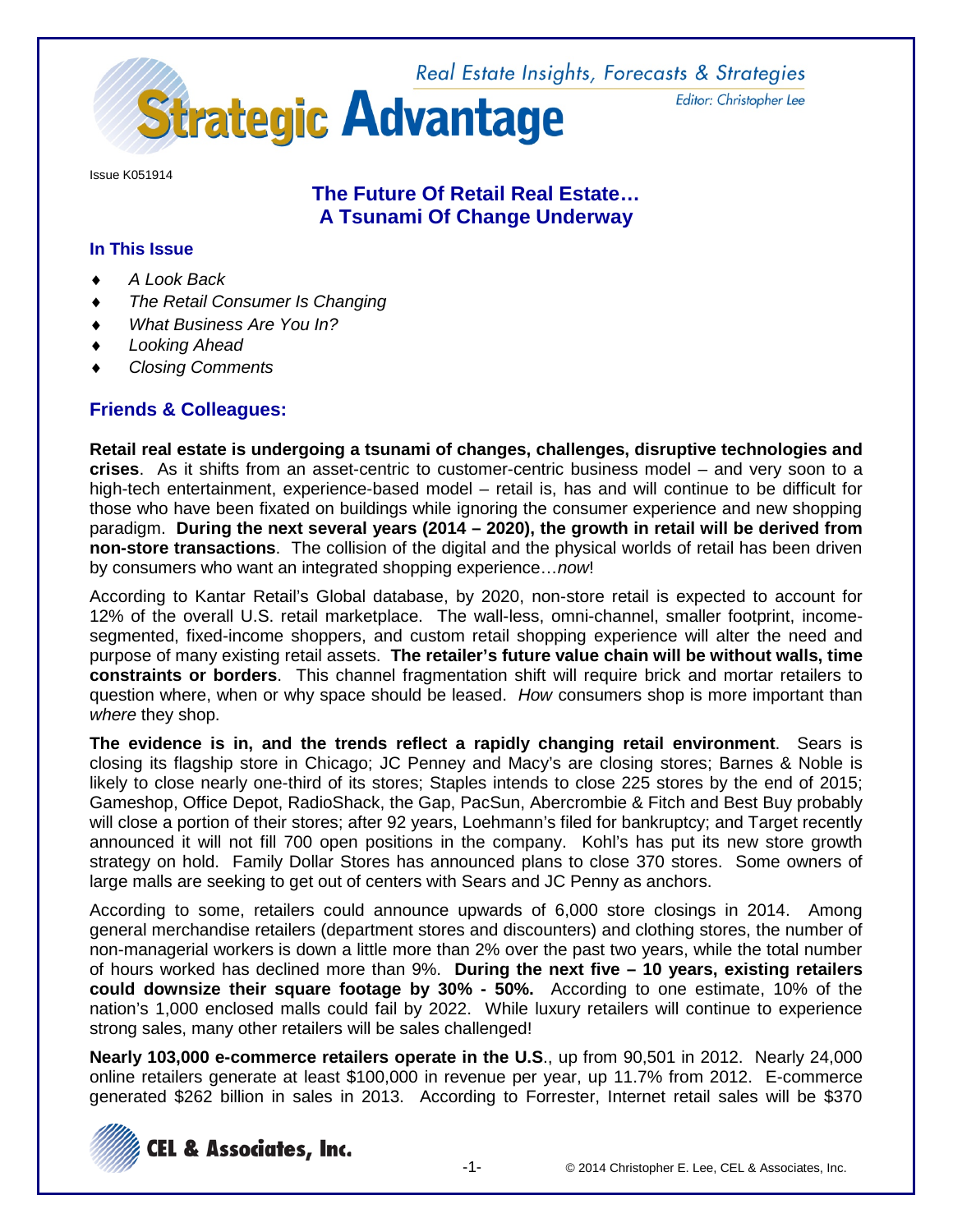# Strategic Advantage

*Real Estate Insights, Forecasts & Strategies*

*Editor: Christopher Lee*

Issue K051914

## The Future Of Retail Real Estate… A Tsunami Of Change Underway

### In This Issue

- *A Look Back*
- *The Retail Consumer Is Changing*
- *What Business Are You In?*
- *Looking Ahead*
- *Closing Comments*

### Friends & Colleagues:

**Retail real estate is undergoing a tsunami of changes, challenges, disruptive technologies and crises**. As it shifts from an asset-centric to customer-centric business model – and very soon to a high-tech entertainment, experience-based model – retail is, has and will continue to be difficult for those who have been fixated on buildings while ignoring the consumer experience and new shopping paradigm. **During the next several years (2014 – 2020), the growth in retail will be derived from non-store transactions**. The collision of the digital and the physical worlds of retail has been driven by consumers who want an integrated shopping experience…*now*!

According to Kantar Retail's Global database, by 2020, non-store retail is expected to account for 12% of the overall U.S. retail marketplace. The wall-less, omni-channel, smaller footprint, income-segmented, fixed-income shoppers, and custom retail shopping experience will alter the need and purpose of many existing retail assets. **The retailer's future value chain will be without walls, time constraints or borders**. This channel fragmentation shift will require brick and mortar retailers to question where, when or why space should be leased. *How* consumers shop is more important than *where* they shop.

**The evidence is in, and the trends reflect a rapidly changing retail environment**. Sears is closing its flagship store in Chicago; JC Penney and Macy's are closing stores; Barnes & Noble is likely to close nearly one-third of its stores; Staples intends to close 225 stores by the end of 2015; Gameshop, Office Depot, RadioShack, the Gap, PacSun, Abercrombie & Fitch and Best Buy probably will close a portion of their stores; after 92 years, Loehmann's filed for bankruptcy; and Target recently announced it will not fill 700 open positions in the company. Kohl's has put its new store growth strategy on hold. Family Dollar Stores has announced plans to close 370 stores. Some owners of large malls are seeking to get out of centers with Sears and JC Penny as anchors.

According to some, retailers could announce upwards of 6,000 store closings in 2014. Among general merchandise retailers (department stores and discounters) and clothing stores, the number of non-managerial workers is down a little more than 2% over the past two years, while the total number of hours worked has declined more than 9%. **During the next five – 10 years, existing retailers could downsize their square footage by 30% - 50%.** According to one estimate, 10% of the nation's 1,000 enclosed malls could fail by 2022. While luxury retailers will continue to experience strong sales, many other retailers will be sales challenged!

**Nearly 103,000 e-commerce retailers operate in the U.S**., up from 90,501 in 2012. Nearly 24,000 online retailers generate at least $100,000 in revenue per year, up 11.7% from 2012. E-commerce generated $262 billion in sales in 2013. According to Forrester, Internet retail sales will be $370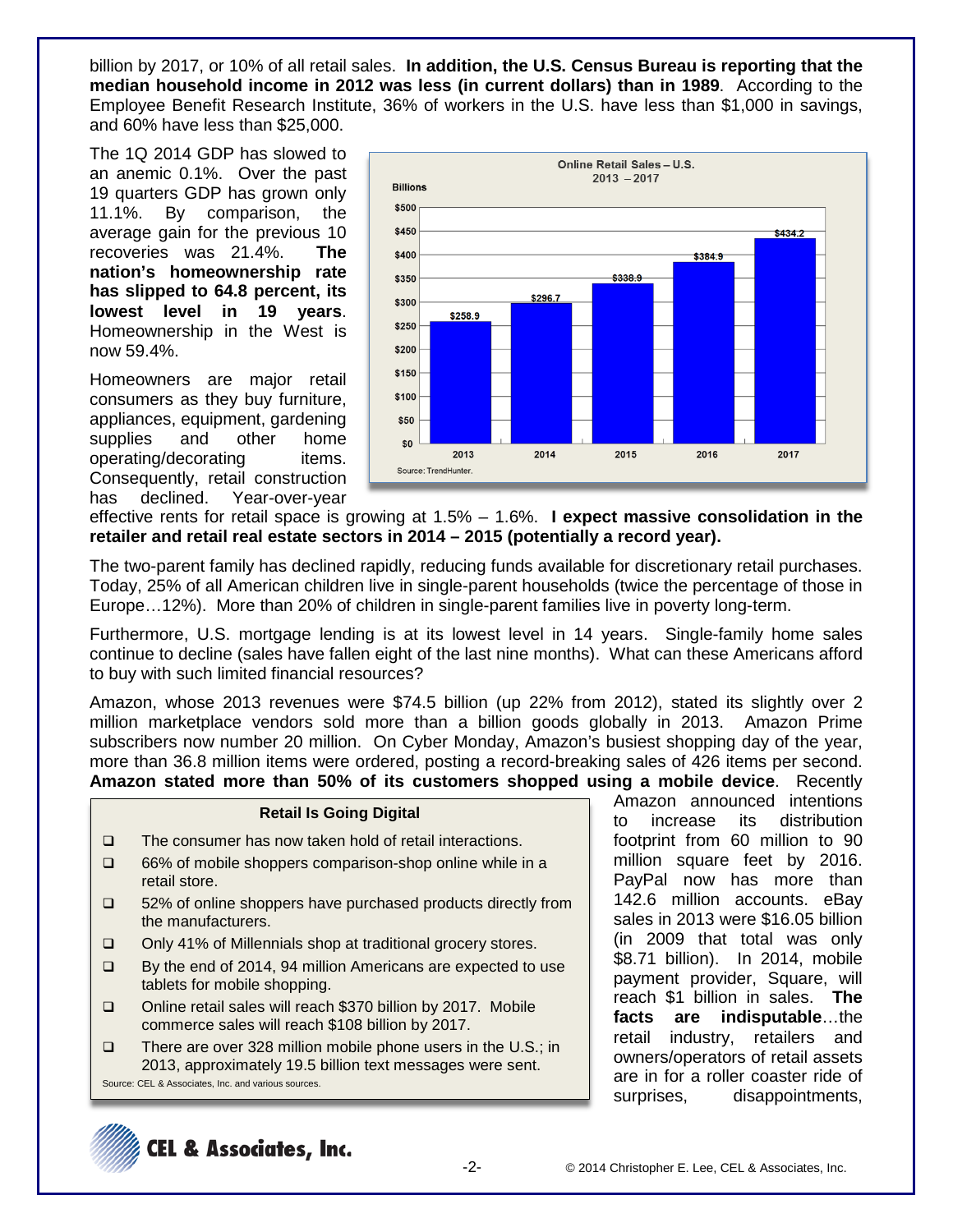billion by 2017, or 10% of all retail sales. **In addition, the U.S. Census Bureau is reporting that the median household income in 2012 was less (in current dollars) than in 1989**. According to the Employee Benefit Research Institute, 36% of workers in the U.S. have less than $1,000 in savings, and 60% have less than $25,000.

The 1Q 2014 GDP has slowed to an anemic 0.1%. Over the past 19 quarters GDP has grown only 11.1%. By comparison, the average gain for the previous 10 recoveries was 21.4%. **The nation's homeownership rate has slipped to 64.8 percent, its lowest level in 19 years**. Homeownership in the West is now 59.4%.

**Online Retail Sales – U.S. 2013 – 2017**

| Year | Billions |
|---|---|
| 2013 | $258.9 |
| 2014 | $296.7 |
| 2015 | $338.9 |
| 2016 | $384.9 |
| 2017 | $434.2 |

Source: TrendHunter.

Homeowners are major retail consumers as they buy furniture, appliances, equipment, gardening supplies and other home operating/decorating items. Consequently, retail construction has declined. Year-over-year effective rents for retail space is growing at 1.5% – 1.6%. **I expect massive consolidation in the retailer and retail real estate sectors in 2014 – 2015 (potentially a record year).**

The two-parent family has declined rapidly, reducing funds available for discretionary retail purchases. Today, 25% of all American children live in single-parent households (twice the percentage of those in Europe…12%). More than 20% of children in single-parent families live in poverty long-term.

Furthermore, U.S. mortgage lending is at its lowest level in 14 years. Single-family home sales continue to decline (sales have fallen eight of the last nine months). What can these Americans afford to buy with such limited financial resources?

Amazon, whose 2013 revenues were $74.5 billion (up 22% from 2012), stated its slightly over 2 million marketplace vendors sold more than a billion goods globally in 2013. Amazon Prime subscribers now number 20 million. On Cyber Monday, Amazon's busiest shopping day of the year, more than 36.8 million items were ordered, posting a record-breaking sales of 426 items per second. **Amazon stated more than 50% of its customers shopped using a mobile device**. Recently Amazon announced intentions to increase its distribution footprint from 60 million to 90 million square feet by 2016. PayPal now has more than 142.6 million accounts. eBay sales in 2013 were $16.05 billion (in 2009 that total was only $8.71 billion). In 2014, mobile payment provider, Square, will reach $1 billion in sales. **The facts are indisputable**…the retail industry, retailers and owners/operators of retail assets are in for a roller coaster ride of surprises, disappointments,

**Retail Is Going Digital**

- The consumer has now taken hold of retail interactions.
- 66% of mobile shoppers comparison-shop online while in a retail store.
- 52% of online shoppers have purchased products directly from the manufacturers.
- Only 41% of Millennials shop at traditional grocery stores.
- By the end of 2014, 94 million Americans are expected to use tablets for mobile shopping.
- Online retail sales will reach $370 billion by 2017. Mobile commerce sales will reach $108 billion by 2017.
- There are over 328 million mobile phone users in the U.S.; in 2013, approximately 19.5 billion text messages were sent.

Source: CEL & Associates, Inc. and various sources.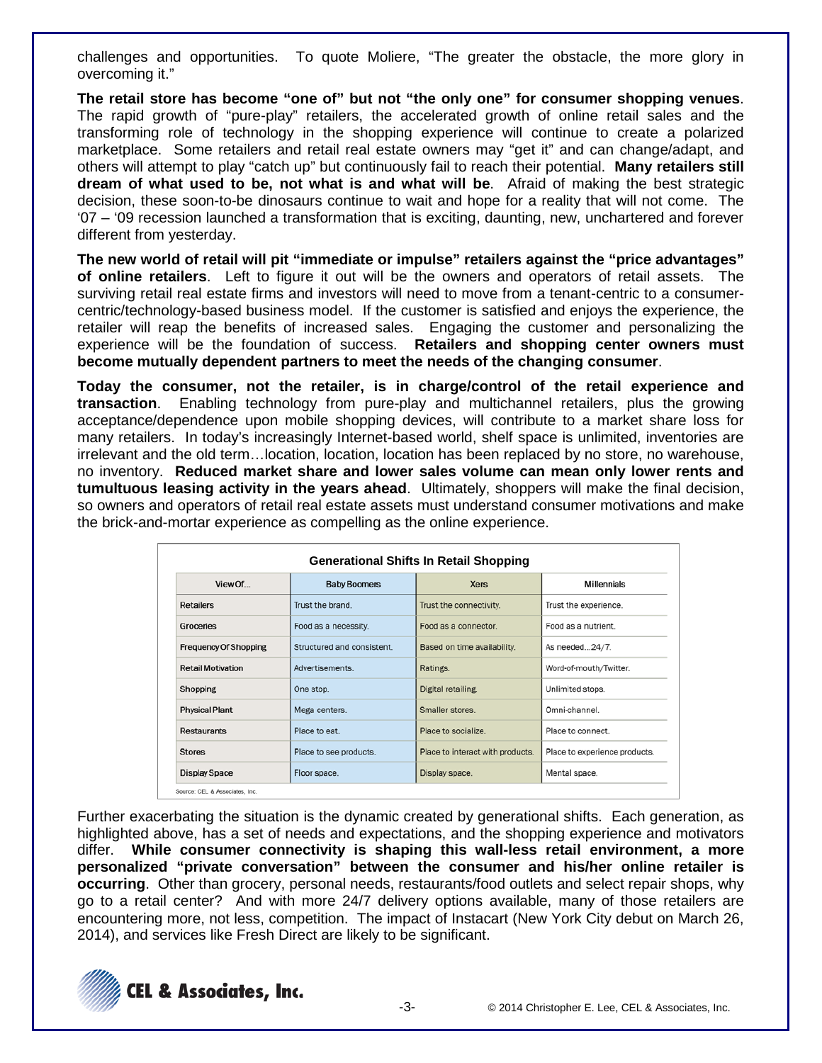challenges and opportunities. To quote Moliere, "The greater the obstacle, the more glory in overcoming it."

**The retail store has become "one of" but not "the only one" for consumer shopping venues**. The rapid growth of "pure-play" retailers, the accelerated growth of online retail sales and the transforming role of technology in the shopping experience will continue to create a polarized marketplace. Some retailers and retail real estate owners may "get it" and can change/adapt, and others will attempt to play "catch up" but continuously fail to reach their potential. **Many retailers still dream of what used to be, not what is and what will be**. Afraid of making the best strategic decision, these soon-to-be dinosaurs continue to wait and hope for a reality that will not come. The '07 – '09 recession launched a transformation that is exciting, daunting, new, unchartered and forever different from yesterday.

**The new world of retail will pit "immediate or impulse" retailers against the "price advantages" of online retailers**. Left to figure it out will be the owners and operators of retail assets. The surviving retail real estate firms and investors will need to move from a tenant-centric to a consumer-centric/technology-based business model. If the customer is satisfied and enjoys the experience, the retailer will reap the benefits of increased sales. Engaging the customer and personalizing the experience will be the foundation of success. **Retailers and shopping center owners must become mutually dependent partners to meet the needs of the changing consumer**.

**Today the consumer, not the retailer, is in charge/control of the retail experience and transaction**. Enabling technology from pure-play and multichannel retailers, plus the growing acceptance/dependence upon mobile shopping devices, will contribute to a market share loss for many retailers. In today's increasingly Internet-based world, shelf space is unlimited, inventories are irrelevant and the old term…location, location, location has been replaced by no store, no warehouse, no inventory. **Reduced market share and lower sales volume can mean only lower rents and tumultuous leasing activity in the years ahead**. Ultimately, shoppers will make the final decision, so owners and operators of retail real estate assets must understand consumer motivations and make the brick-and-mortar experience as compelling as the online experience.

**Generational Shifts In Retail Shopping**

| View Of... | Baby Boomers | Xers | Millennials |
|---|---|---|---|
| Retailers | Trust the brand. | Trust the connectivity. | Trust the experience. |
| Groceries | Food as a necessity. | Food as a connector. | Food as a nutrient. |
| Frequency Of Shopping | Structured and consistent. | Based on time availability. | As needed...24/7. |
| Retail Motivation | Advertisements. | Ratings. | Word-of-mouth/Twitter. |
| Shopping | One stop. | Digital retailing. | Unlimited stops. |
| Physical Plant | Mega centers. | Smaller stores. | Omni-channel. |
| Restaurants | Place to eat. | Place to socialize. | Place to connect. |
| Stores | Place to see products. | Place to interact with products. | Place to experience products. |
| Display Space | Floor space. | Display space. | Mental space. |

Source: CEL & Associates, Inc.

Further exacerbating the situation is the dynamic created by generational shifts. Each generation, as highlighted above, has a set of needs and expectations, and the shopping experience and motivators differ. **While consumer connectivity is shaping this wall-less retail environment, a more personalized "private conversation" between the consumer and his/her online retailer is occurring**. Other than grocery, personal needs, restaurants/food outlets and select repair shops, why go to a retail center? And with more 24/7 delivery options available, many of those retailers are encountering more, not less, competition. The impact of Instacart (New York City debut on March 26, 2014), and services like Fresh Direct are likely to be significant.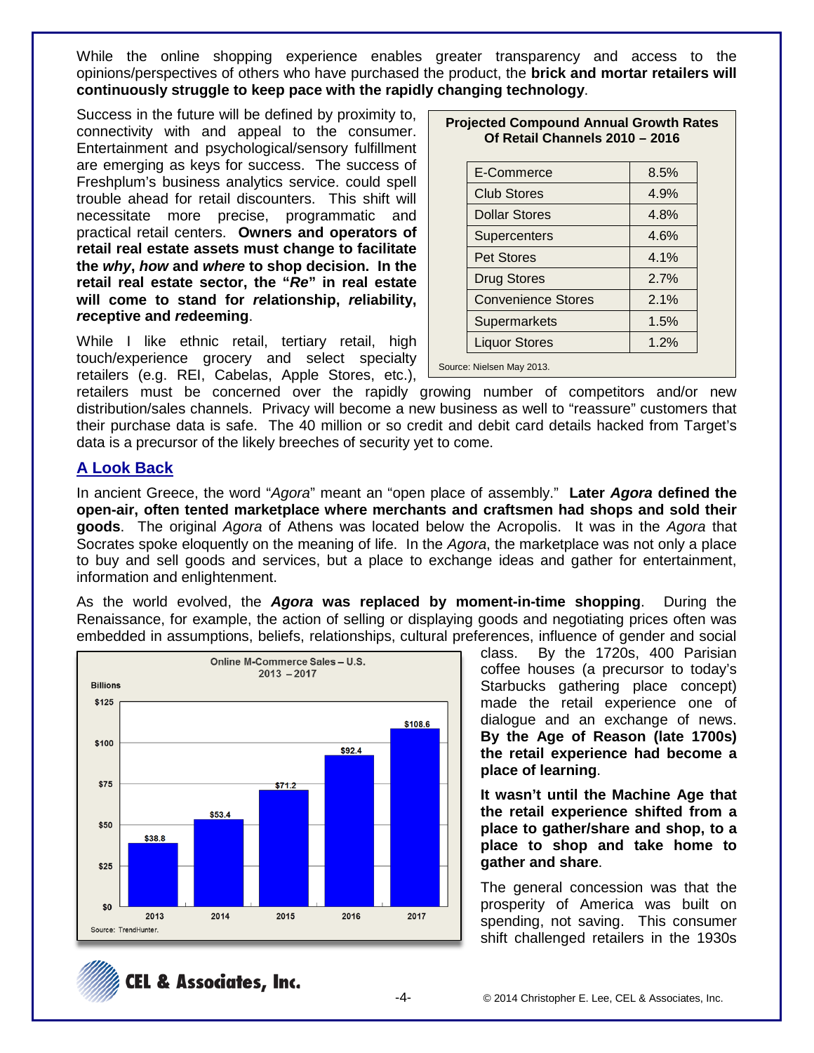While the online shopping experience enables greater transparency and access to the opinions/perspectives of others who have purchased the product, the **brick and mortar retailers will continuously struggle to keep pace with the rapidly changing technology**.

Success in the future will be defined by proximity to, connectivity with and appeal to the consumer. Entertainment and psychological/sensory fulfillment are emerging as keys for success. The success of Freshplum's business analytics service. could spell trouble ahead for retail discounters. This shift will necessitate more precise, programmatic and practical retail centers. **Owners and operators of retail real estate assets must change to facilitate the *why*, *how* and *where* to shop decision. In the retail real estate sector, the "*Re*" in real estate will come to stand for *re*lationship, *re*liability, *re*ceptive and *re*deeming**.

**Projected Compound Annual Growth Rates Of Retail Channels 2010 – 2016**

| Channel | CAGR |
|---|---|
| E-Commerce | 8.5% |
| Club Stores | 4.9% |
| Dollar Stores | 4.8% |
| Supercenters | 4.6% |
| Pet Stores | 4.1% |
| Drug Stores | 2.7% |
| Convenience Stores | 2.1% |
| Supermarkets | 1.5% |
| Liquor Stores | 1.2% |

Source: Nielsen May 2013.

While I like ethnic retail, tertiary retail, high touch/experience grocery and select specialty retailers (e.g. REI, Cabelas, Apple Stores, etc.), retailers must be concerned over the rapidly growing number of competitors and/or new distribution/sales channels. Privacy will become a new business as well to "reassure" customers that their purchase data is safe. The 40 million or so credit and debit card details hacked from Target's data is a precursor of the likely breeches of security yet to come.

## A Look Back

In ancient Greece, the word "*Agora*" meant an "open place of assembly." **Later *Agora* defined the open-air, often tented marketplace where merchants and craftsmen had shops and sold their goods**. The original *Agora* of Athens was located below the Acropolis. It was in the *Agora* that Socrates spoke eloquently on the meaning of life. In the *Agora*, the marketplace was not only a place to buy and sell goods and services, but a place to exchange ideas and gather for entertainment, information and enlightenment.

As the world evolved, the ***Agora* was replaced by moment-in-time shopping**. During the Renaissance, for example, the action of selling or displaying goods and negotiating prices often was embedded in assumptions, beliefs, relationships, cultural preferences, influence of gender and social class. By the 1720s, 400 Parisian coffee houses (a precursor to today's Starbucks gathering place concept) made the retail experience one of dialogue and an exchange of news. **By the Age of Reason (late 1700s) the retail experience had become a place of learning**.

**Online M-Commerce Sales – U.S. 2013 – 2017** (Billions)

| Year | Sales |
|---|---|
| 2013 | $38.8 |
| 2014 | $53.4 |
| 2015 | $71.2 |
| 2016 | $92.4 |
| 2017 | $108.6 |

Source: TrendHunter.

**It wasn't until the Machine Age that the retail experience shifted from a place to gather/share and shop, to a place to shop and take home to gather and share**.

The general concession was that the prosperity of America was built on spending, not saving. This consumer shift challenged retailers in the 1930s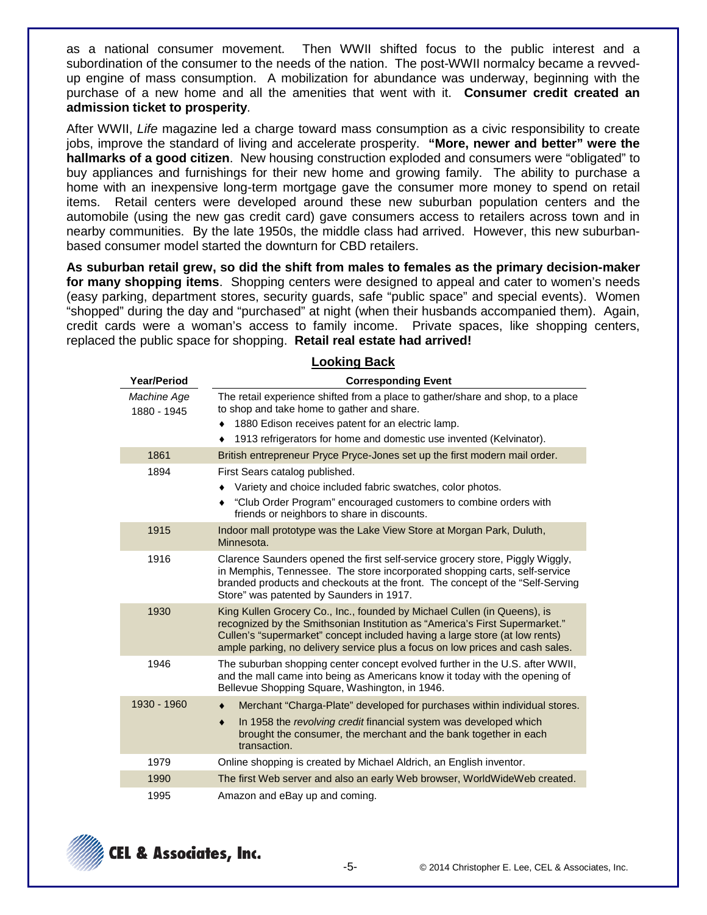as a national consumer movement. Then WWII shifted focus to the public interest and a subordination of the consumer to the needs of the nation. The post-WWII normalcy became a revved-up engine of mass consumption. A mobilization for abundance was underway, beginning with the purchase of a new home and all the amenities that went with it. **Consumer credit created an admission ticket to prosperity**.

After WWII, *Life* magazine led a charge toward mass consumption as a civic responsibility to create jobs, improve the standard of living and accelerate prosperity. **"More, newer and better" were the hallmarks of a good citizen**. New housing construction exploded and consumers were "obligated" to buy appliances and furnishings for their new home and growing family. The ability to purchase a home with an inexpensive long-term mortgage gave the consumer more money to spend on retail items. Retail centers were developed around these new suburban population centers and the automobile (using the new gas credit card) gave consumers access to retailers across town and in nearby communities. By the late 1950s, the middle class had arrived. However, this new suburban-based consumer model started the downturn for CBD retailers.

**As suburban retail grew, so did the shift from males to females as the primary decision-maker for many shopping items**. Shopping centers were designed to appeal and cater to women's needs (easy parking, department stores, security guards, safe "public space" and special events). Women "shopped" during the day and "purchased" at night (when their husbands accompanied them). Again, credit cards were a woman's access to family income. Private spaces, like shopping centers, replaced the public space for shopping. **Retail real estate had arrived!**

## Looking Back

| Year/Period | Corresponding Event |
|---|---|
| *Machine Age* 1880 - 1945 | The retail experience shifted from a place to gather/share and shop, to a place to shop and take home to gather and share.<br>♦ 1880 Edison receives patent for an electric lamp.<br>♦ 1913 refrigerators for home and domestic use invented (Kelvinator). |
| 1861 | British entrepreneur Pryce Pryce-Jones set up the first modern mail order. |
| 1894 | First Sears catalog published.<br>♦ Variety and choice included fabric swatches, color photos.<br>♦ "Club Order Program" encouraged customers to combine orders with friends or neighbors to share in discounts. |
| 1915 | Indoor mall prototype was the Lake View Store at Morgan Park, Duluth, Minnesota. |
| 1916 | Clarence Saunders opened the first self-service grocery store, Piggly Wiggly, in Memphis, Tennessee. The store incorporated shopping carts, self-service branded products and checkouts at the front. The concept of the "Self-Serving Store" was patented by Saunders in 1917. |
| 1930 | King Kullen Grocery Co., Inc., founded by Michael Cullen (in Queens), is recognized by the Smithsonian Institution as "America's First Supermarket." Cullen's "supermarket" concept included having a large store (at low rents) ample parking, no delivery service plus a focus on low prices and cash sales. |
| 1946 | The suburban shopping center concept evolved further in the U.S. after WWII, and the mall came into being as Americans know it today with the opening of Bellevue Shopping Square, Washington, in 1946. |
| 1930 - 1960 | ♦ Merchant "Charga-Plate" developed for purchases within individual stores.<br>♦ In 1958 the *revolving credit* financial system was developed which brought the consumer, the merchant and the bank together in each transaction. |
| 1979 | Online shopping is created by Michael Aldrich, an English inventor. |
| 1990 | The first Web server and also an early Web browser, WorldWideWeb created. |
| 1995 | Amazon and eBay up and coming. |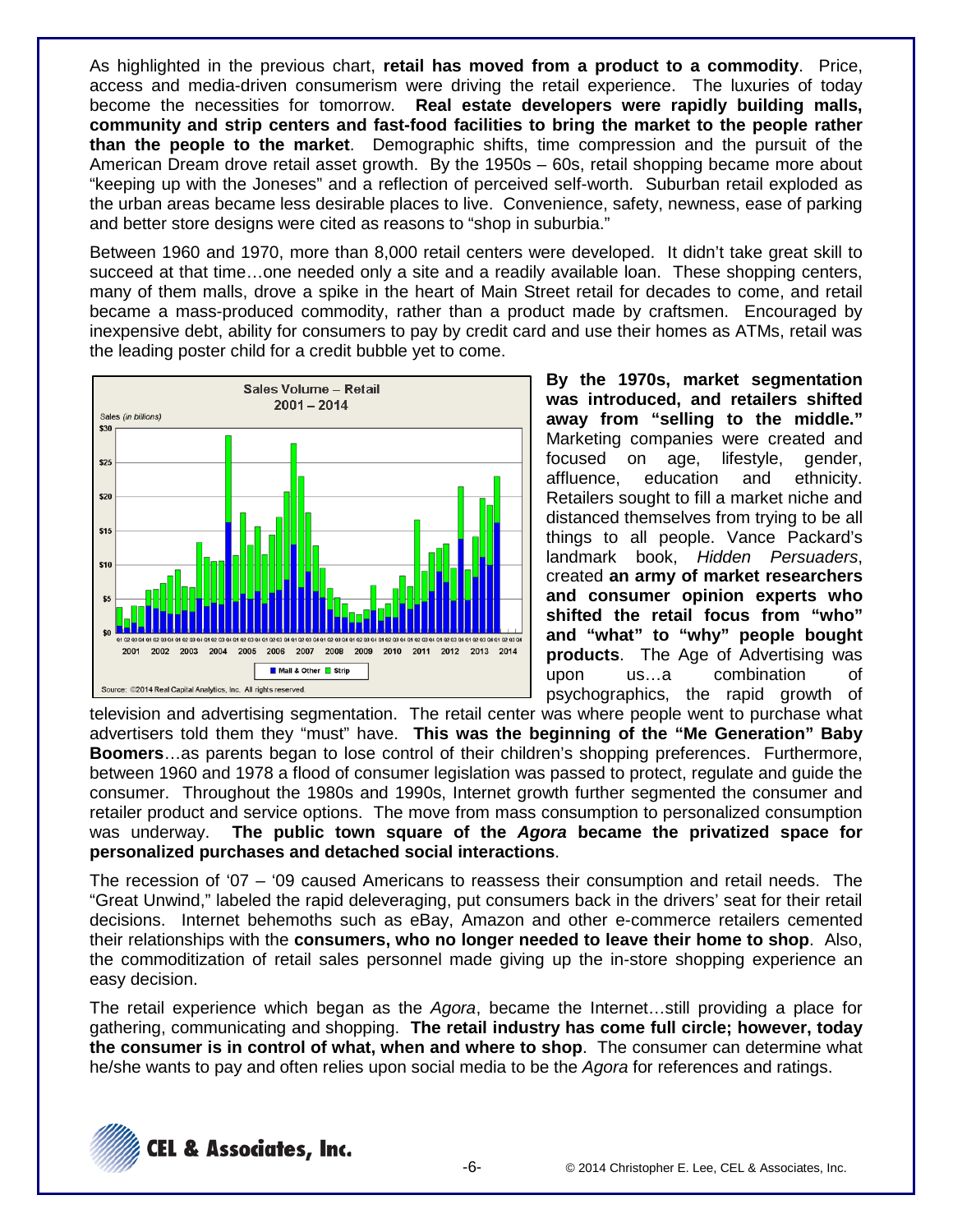As highlighted in the previous chart, **retail has moved from a product to a commodity**. Price, access and media-driven consumerism were driving the retail experience. The luxuries of today become the necessities for tomorrow. **Real estate developers were rapidly building malls, community and strip centers and fast-food facilities to bring the market to the people rather than the people to the market**. Demographic shifts, time compression and the pursuit of the American Dream drove retail asset growth. By the 1950s – 60s, retail shopping became more about "keeping up with the Joneses" and a reflection of perceived self-worth. Suburban retail exploded as the urban areas became less desirable places to live. Convenience, safety, newness, ease of parking and better store designs were cited as reasons to "shop in suburbia."

Between 1960 and 1970, more than 8,000 retail centers were developed. It didn't take great skill to succeed at that time…one needed only a site and a readily available loan. These shopping centers, many of them malls, drove a spike in the heart of Main Street retail for decades to come, and retail became a mass-produced commodity, rather than a product made by craftsmen. Encouraged by inexpensive debt, ability for consumers to pay by credit card and use their homes as ATMs, retail was the leading poster child for a credit bubble yet to come.

**Sales Volume – Retail 2001 – 2014**

Source: ©2014 Real Capital Analytics, Inc. All rights reserved.

**By the 1970s, market segmentation was introduced, and retailers shifted away from "selling to the middle."** Marketing companies were created and focused on age, lifestyle, gender, affluence, education and ethnicity. Retailers sought to fill a market niche and distanced themselves from trying to be all things to all people. Vance Packard's landmark book, *Hidden Persuaders*, created **an army of market researchers and consumer opinion experts who shifted the retail focus from "who" and "what" to "why" people bought products**. The Age of Advertising was upon us…a combination of psychographics, the rapid growth of television and advertising segmentation. The retail center was where people went to purchase what advertisers told them they "must" have. **This was the beginning of the "Me Generation" Baby Boomers**…as parents began to lose control of their children's shopping preferences. Furthermore, between 1960 and 1978 a flood of consumer legislation was passed to protect, regulate and guide the consumer. Throughout the 1980s and 1990s, Internet growth further segmented the consumer and retailer product and service options. The move from mass consumption to personalized consumption was underway. **The public town square of the *Agora* became the privatized space for personalized purchases and detached social interactions**.

The recession of '07 – '09 caused Americans to reassess their consumption and retail needs. The "Great Unwind," labeled the rapid deleveraging, put consumers back in the drivers' seat for their retail decisions. Internet behemoths such as eBay, Amazon and other e-commerce retailers cemented their relationships with the **consumers, who no longer needed to leave their home to shop**. Also, the commoditization of retail sales personnel made giving up the in-store shopping experience an easy decision.

The retail experience which began as the *Agora*, became the Internet…still providing a place for gathering, communicating and shopping. **The retail industry has come full circle; however, today the consumer is in control of what, when and where to shop**. The consumer can determine what he/she wants to pay and often relies upon social media to be the *Agora* for references and ratings.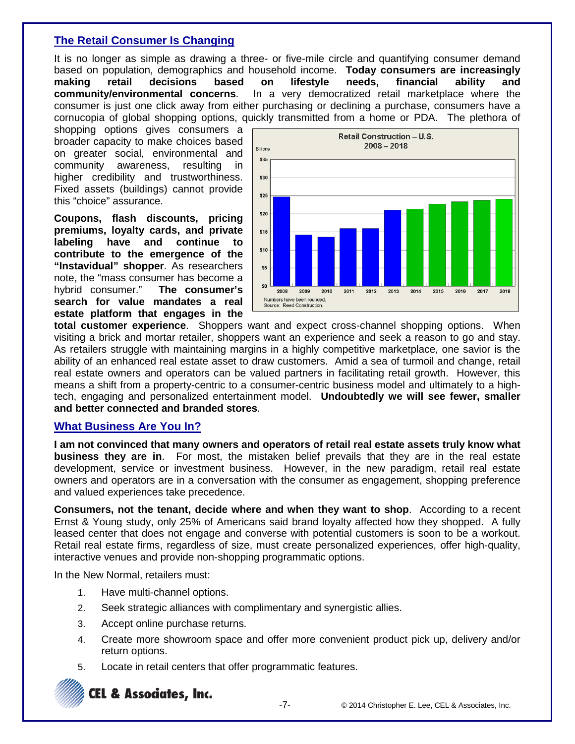## The Retail Consumer Is Changing

It is no longer as simple as drawing a three- or five-mile circle and quantifying consumer demand based on population, demographics and household income. **Today consumers are increasingly making retail decisions based on lifestyle needs, financial ability and community/environmental concerns**. In a very democratized retail marketplace where the consumer is just one click away from either purchasing or declining a purchase, consumers have a cornucopia of global shopping options, quickly transmitted from a home or PDA. The plethora of shopping options gives consumers a broader capacity to make choices based on greater social, environmental and community awareness, resulting in higher credibility and trustworthiness. Fixed assets (buildings) cannot provide this "choice" assurance.

**Coupons, flash discounts, pricing premiums, loyalty cards, and private labeling have and continue to contribute to the emergence of the "Instavidual" shopper**. As researchers note, the "mass consumer has become a hybrid consumer." **The consumer's search for value mandates a real estate platform that engages in the total customer experience**. Shoppers want and expect cross-channel shopping options. When visiting a brick and mortar retailer, shoppers want an experience and seek a reason to go and stay. As retailers struggle with maintaining margins in a highly competitive marketplace, one savior is the ability of an enhanced real estate asset to draw customers. Amid a sea of turmoil and change, retail real estate owners and operators can be valued partners in facilitating retail growth. However, this means a shift from a property-centric to a consumer-centric business model and ultimately to a high-tech, engaging and personalized entertainment model. **Undoubtedly we will see fewer, smaller and better connected and branded stores**.

**Retail Construction – U.S. 2008 – 2018**

Numbers have been rounded.
Source: Reed Construction.

## What Business Are You In?

**I am not convinced that many owners and operators of retail real estate assets truly know what business they are in**. For most, the mistaken belief prevails that they are in the real estate development, service or investment business. However, in the new paradigm, retail real estate owners and operators are in a conversation with the consumer as engagement, shopping preference and valued experiences take precedence.

**Consumers, not the tenant, decide where and when they want to shop**. According to a recent Ernst & Young study, only 25% of Americans said brand loyalty affected how they shopped. A fully leased center that does not engage and converse with potential customers is soon to be a workout. Retail real estate firms, regardless of size, must create personalized experiences, offer high-quality, interactive venues and provide non-shopping programmatic options.

In the New Normal, retailers must:

1. Have multi-channel options.
2. Seek strategic alliances with complimentary and synergistic allies.
3. Accept online purchase returns.
4. Create more showroom space and offer more convenient product pick up, delivery and/or return options.
5. Locate in retail centers that offer programmatic features.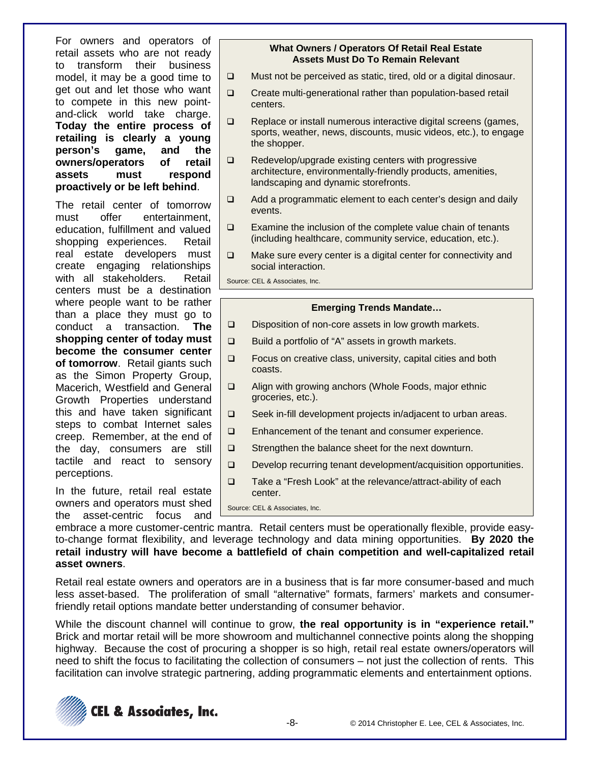For owners and operators of retail assets who are not ready to transform their business model, it may be a good time to get out and let those who want to compete in this new point-and-click world take charge. **Today the entire process of retailing is clearly a young person's game, and the owners/operators of retail assets must respond proactively or be left behind**.

The retail center of tomorrow must offer entertainment, education, fulfillment and valued shopping experiences. Retail real estate developers must create engaging relationships with all stakeholders. Retail centers must be a destination where people want to be rather than a place they must go to conduct a transaction. **The shopping center of today must become the consumer center of tomorrow**. Retail giants such as the Simon Property Group, Macerich, Westfield and General Growth Properties understand this and have taken significant steps to combat Internet sales creep. Remember, at the end of the day, consumers are still tactile and react to sensory perceptions.

**What Owners / Operators Of Retail Real Estate Assets Must Do To Remain Relevant**

- Must not be perceived as static, tired, old or a digital dinosaur.
- Create multi-generational rather than population-based retail centers.
- Replace or install numerous interactive digital screens (games, sports, weather, news, discounts, music videos, etc.), to engage the shopper.
- Redevelop/upgrade existing centers with progressive architecture, environmentally-friendly products, amenities, landscaping and dynamic storefronts.
- Add a programmatic element to each center's design and daily events.
- Examine the inclusion of the complete value chain of tenants (including healthcare, community service, education, etc.).
- Make sure every center is a digital center for connectivity and social interaction.

Source: CEL & Associates, Inc.

**Emerging Trends Mandate…**

- Disposition of non-core assets in low growth markets.
- Build a portfolio of "A" assets in growth markets.
- Focus on creative class, university, capital cities and both coasts.
- Align with growing anchors (Whole Foods, major ethnic groceries, etc.).
- Seek in-fill development projects in/adjacent to urban areas.
- Enhancement of the tenant and consumer experience.
- Strengthen the balance sheet for the next downturn.
- Develop recurring tenant development/acquisition opportunities.
- Take a "Fresh Look" at the relevance/attract-ability of each center.

Source: CEL & Associates, Inc.

In the future, retail real estate owners and operators must shed the asset-centric focus and embrace a more customer-centric mantra. Retail centers must be operationally flexible, provide easy-to-change format flexibility, and leverage technology and data mining opportunities. **By 2020 the retail industry will have become a battlefield of chain competition and well-capitalized retail asset owners**.

Retail real estate owners and operators are in a business that is far more consumer-based and much less asset-based. The proliferation of small "alternative" formats, farmers' markets and consumer-friendly retail options mandate better understanding of consumer behavior.

While the discount channel will continue to grow, **the real opportunity is in "experience retail."** Brick and mortar retail will be more showroom and multichannel connective points along the shopping highway. Because the cost of procuring a shopper is so high, retail real estate owners/operators will need to shift the focus to facilitating the collection of consumers – not just the collection of rents. This facilitation can involve strategic partnering, adding programmatic elements and entertainment options.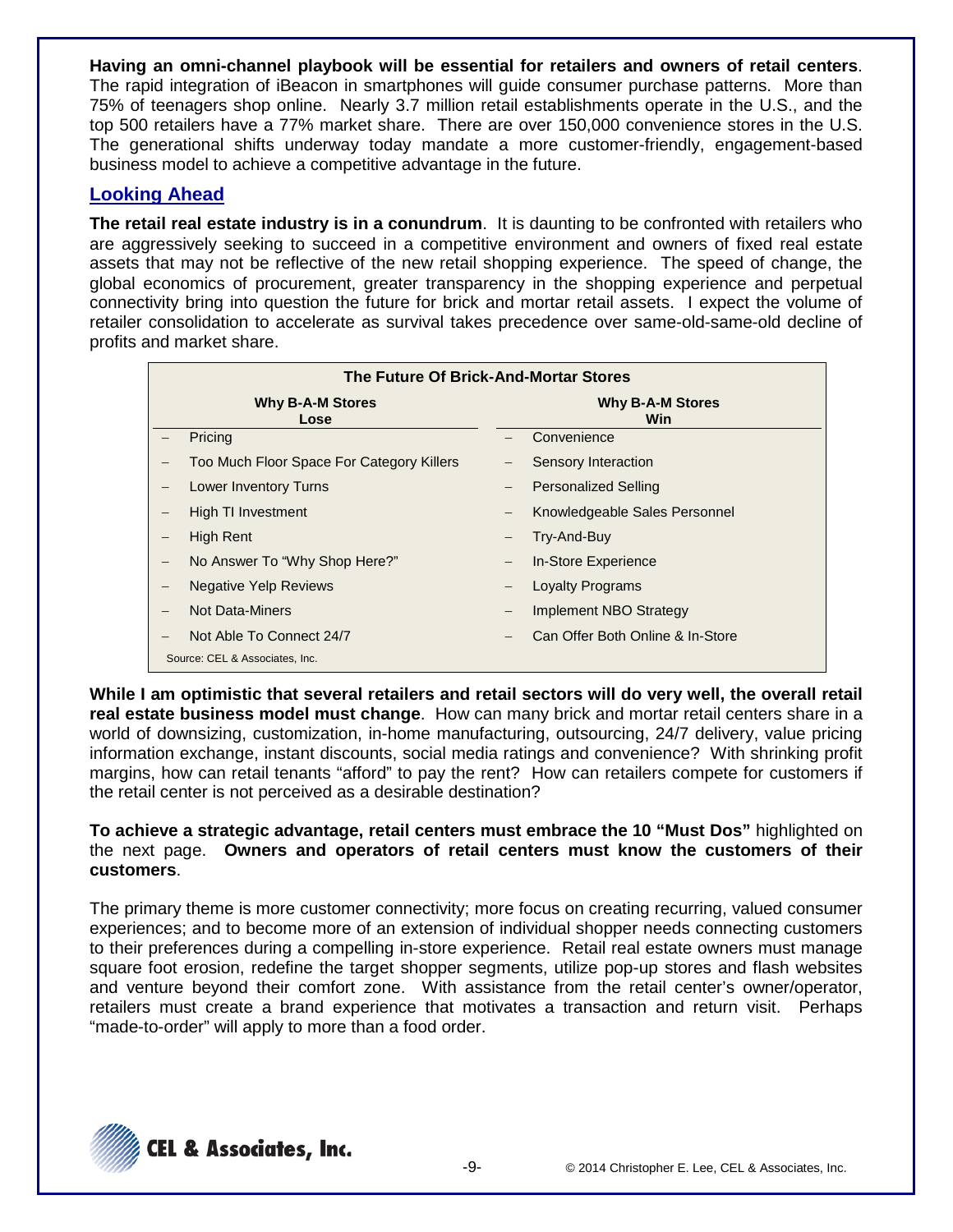**Having an omni-channel playbook will be essential for retailers and owners of retail centers**. The rapid integration of iBeacon in smartphones will guide consumer purchase patterns. More than 75% of teenagers shop online. Nearly 3.7 million retail establishments operate in the U.S., and the top 500 retailers have a 77% market share. There are over 150,000 convenience stores in the U.S. The generational shifts underway today mandate a more customer-friendly, engagement-based business model to achieve a competitive advantage in the future.

## Looking Ahead

**The retail real estate industry is in a conundrum**. It is daunting to be confronted with retailers who are aggressively seeking to succeed in a competitive environment and owners of fixed real estate assets that may not be reflective of the new retail shopping experience. The speed of change, the global economics of procurement, greater transparency in the shopping experience and perpetual connectivity bring into question the future for brick and mortar retail assets. I expect the volume of retailer consolidation to accelerate as survival takes precedence over same-old-same-old decline of profits and market share.

**The Future Of Brick-And-Mortar Stores**

| Why B-A-M Stores Lose | Why B-A-M Stores Win |
|---|---|
| – Pricing | – Convenience |
| – Too Much Floor Space For Category Killers | – Sensory Interaction |
| – Lower Inventory Turns | – Personalized Selling |
| – High TI Investment | – Knowledgeable Sales Personnel |
| – High Rent | – Try-And-Buy |
| – No Answer To "Why Shop Here?" | – In-Store Experience |
| – Negative Yelp Reviews | – Loyalty Programs |
| – Not Data-Miners | – Implement NBO Strategy |
| – Not Able To Connect 24/7 | – Can Offer Both Online & In-Store |

Source: CEL & Associates, Inc.

**While I am optimistic that several retailers and retail sectors will do very well, the overall retail real estate business model must change**. How can many brick and mortar retail centers share in a world of downsizing, customization, in-home manufacturing, outsourcing, 24/7 delivery, value pricing information exchange, instant discounts, social media ratings and convenience? With shrinking profit margins, how can retail tenants "afford" to pay the rent? How can retailers compete for customers if the retail center is not perceived as a desirable destination?

**To achieve a strategic advantage, retail centers must embrace the 10 "Must Dos"** highlighted on the next page. **Owners and operators of retail centers must know the customers of their customers**.

The primary theme is more customer connectivity; more focus on creating recurring, valued consumer experiences; and to become more of an extension of individual shopper needs connecting customers to their preferences during a compelling in-store experience. Retail real estate owners must manage square foot erosion, redefine the target shopper segments, utilize pop-up stores and flash websites and venture beyond their comfort zone. With assistance from the retail center's owner/operator, retailers must create a brand experience that motivates a transaction and return visit. Perhaps "made-to-order" will apply to more than a food order.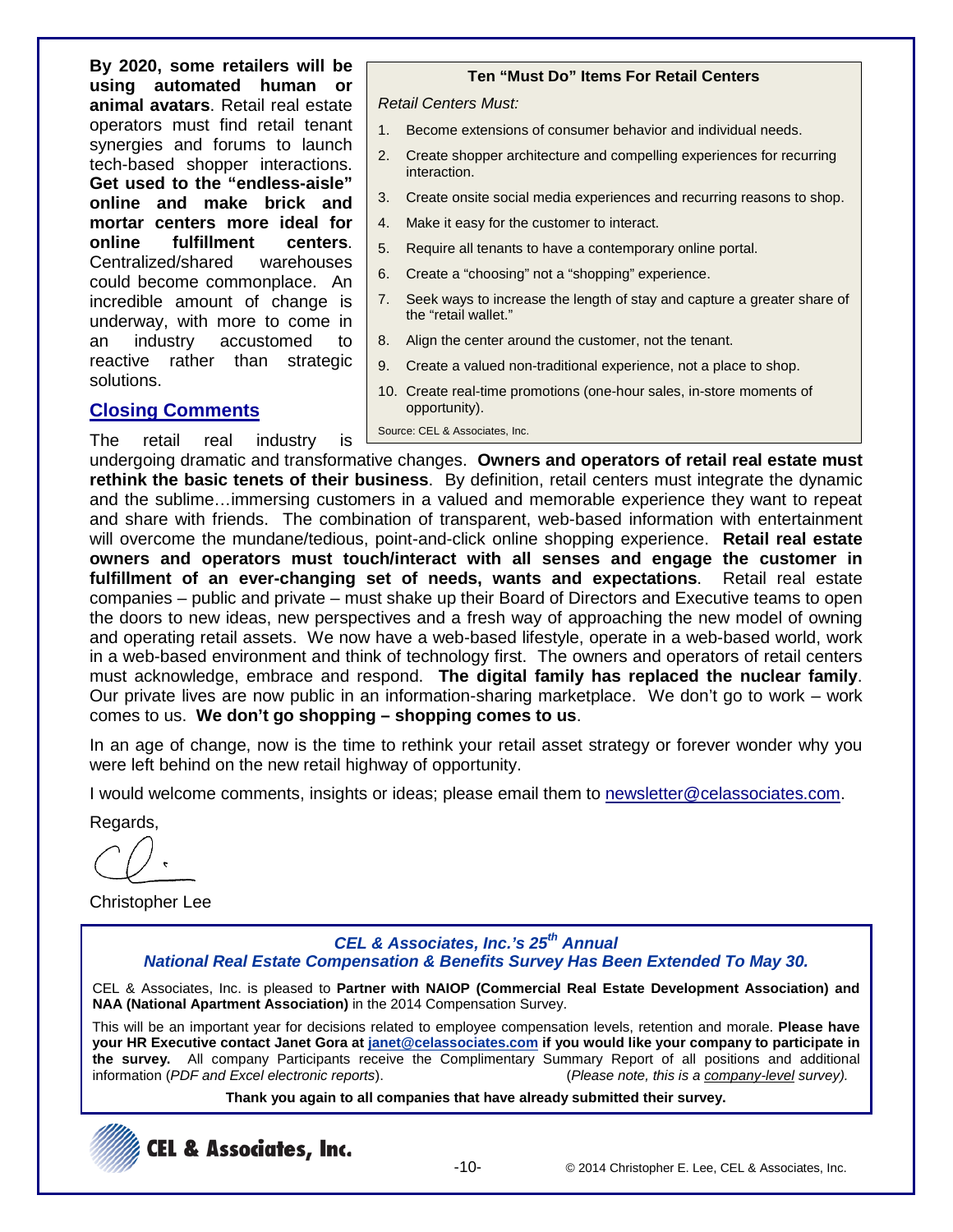**By 2020, some retailers will be using automated human or animal avatars**. Retail real estate operators must find retail tenant synergies and forums to launch tech-based shopper interactions. **Get used to the "endless-aisle" online and make brick and mortar centers more ideal for online fulfillment centers**. Centralized/shared warehouses could become commonplace. An incredible amount of change is underway, with more to come in an industry accustomed to reactive rather than strategic solutions.

**Ten "Must Do" Items For Retail Centers**

*Retail Centers Must:*

1. Become extensions of consumer behavior and individual needs.
2. Create shopper architecture and compelling experiences for recurring interaction.
3. Create onsite social media experiences and recurring reasons to shop.
4. Make it easy for the customer to interact.
5. Require all tenants to have a contemporary online portal.
6. Create a "choosing" not a "shopping" experience.
7. Seek ways to increase the length of stay and capture a greater share of the "retail wallet."
8. Align the center around the customer, not the tenant.
9. Create a valued non-traditional experience, not a place to shop.
10. Create real-time promotions (one-hour sales, in-store moments of opportunity).

Source: CEL & Associates, Inc.

## Closing Comments

The retail real industry is undergoing dramatic and transformative changes. **Owners and operators of retail real estate must rethink the basic tenets of their business**. By definition, retail centers must integrate the dynamic and the sublime…immersing customers in a valued and memorable experience they want to repeat and share with friends. The combination of transparent, web-based information with entertainment will overcome the mundane/tedious, point-and-click online shopping experience. **Retail real estate owners and operators must touch/interact with all senses and engage the customer in fulfillment of an ever-changing set of needs, wants and expectations**. Retail real estate companies – public and private – must shake up their Board of Directors and Executive teams to open the doors to new ideas, new perspectives and a fresh way of approaching the new model of owning and operating retail assets. We now have a web-based lifestyle, operate in a web-based world, work in a web-based environment and think of technology first. The owners and operators of retail centers must acknowledge, embrace and respond. **The digital family has replaced the nuclear family**. Our private lives are now public in an information-sharing marketplace. We don't go to work – work comes to us. **We don't go shopping – shopping comes to us**.

In an age of change, now is the time to rethink your retail asset strategy or forever wonder why you were left behind on the new retail highway of opportunity.

I would welcome comments, insights or ideas; please email them to newsletter@celassociates.com.

Regards,

Christopher Lee

***CEL & Associates, Inc.'s 25th Annual***
***National Real Estate Compensation & Benefits Survey Has Been Extended To May 30.***

CEL & Associates, Inc. is pleased to **Partner with NAIOP (Commercial Real Estate Development Association) and NAA (National Apartment Association)** in the 2014 Compensation Survey.

This will be an important year for decisions related to employee compensation levels, retention and morale. **Please have your HR Executive contact Janet Gora at janet@celassociates.com if you would like your company to participate in the survey.** All company Participants receive the Complimentary Summary Report of all positions and additional information (*PDF and Excel electronic reports*). (*Please note, this is a company-level survey).*

**Thank you again to all companies that have already submitted their survey.**

CEL & Associates, Inc.

© 2014 Christopher E. Lee, CEL & Associates, Inc.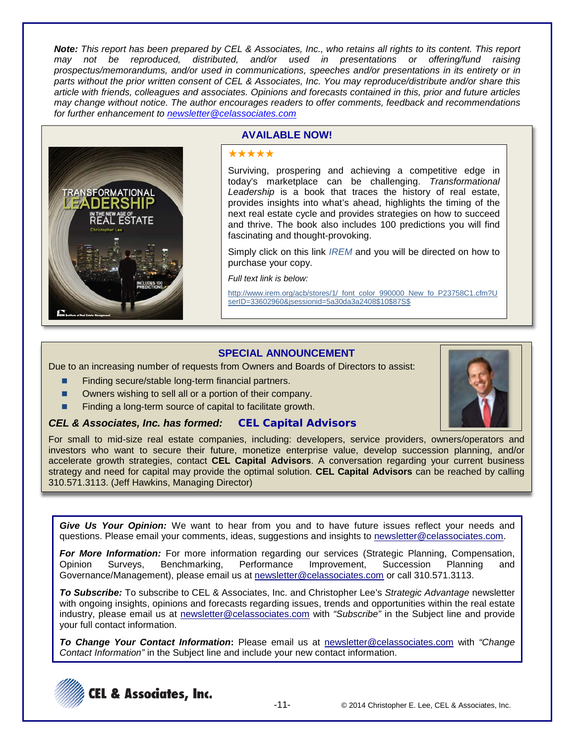***Note:*** *This report has been prepared by CEL & Associates, Inc., who retains all rights to its content. This report may not be reproduced, distributed, and/or used in presentations or offering/fund raising prospectus/memorandums, and/or used in communications, speeches and/or presentations in its entirety or in parts without the prior written consent of CEL & Associates, Inc. You may reproduce/distribute and/or share this article with friends, colleagues and associates. Opinions and forecasts contained in this, prior and future articles may change without notice. The author encourages readers to offer comments, feedback and recommendations for further enhancement to [newsletter@celassociates.com](mailto:newsletter@celassociates.com)*

## AVAILABLE NOW!

★★★★★

Surviving, prospering and achieving a competitive edge in today's marketplace can be challenging. *Transformational Leadership* is a book that traces the history of real estate, provides insights into what's ahead, highlights the timing of the next real estate cycle and provides strategies on how to succeed and thrive. The book also includes 100 predictions you will find fascinating and thought-provoking.

Simply click on this link *IREM* and you will be directed on how to purchase your copy.

*Full text link is below:*

http://www.irem.org/acb/stores/1/_font_color_990000_New_fo_P23758C1.cfm?UserID=33602960&jsessionid=5a30da3a2408$10$87S$

## SPECIAL ANNOUNCEMENT

Due to an increasing number of requests from Owners and Boards of Directors to assist:

- Finding secure/stable long-term financial partners.
- Owners wishing to sell all or a portion of their company.
- Finding a long-term source of capital to facilitate growth.

***CEL & Associates, Inc. has formed:*** **CEL Capital Advisors**

For small to mid-size real estate companies, including: developers, service providers, owners/operators and investors who want to secure their future, monetize enterprise value, develop succession planning, and/or accelerate growth strategies, contact **CEL Capital Advisors**. A conversation regarding your current business strategy and need for capital may provide the optimal solution. **CEL Capital Advisors** can be reached by calling 310.571.3113. (Jeff Hawkins, Managing Director)

***Give Us Your Opinion:*** We want to hear from you and to have future issues reflect your needs and questions. Please email your comments, ideas, suggestions and insights to [newsletter@celassociates.com](mailto:newsletter@celassociates.com).

***For More Information:*** For more information regarding our services (Strategic Planning, Compensation, Opinion Surveys, Benchmarking, Performance Improvement, Succession Planning and Governance/Management), please email us at [newsletter@celassociates.com](mailto:newsletter@celassociates.com) or call 310.571.3113.

***To Subscribe:*** To subscribe to CEL & Associates, Inc. and Christopher Lee's *Strategic Advantage* newsletter with ongoing insights, opinions and forecasts regarding issues, trends and opportunities within the real estate industry, please email us at [newsletter@celassociates.com](mailto:newsletter@celassociates.com) with *"Subscribe"* in the Subject line and provide your full contact information.

***To Change Your Contact Information*:** Please email us at [newsletter@celassociates.com](mailto:newsletter@celassociates.com) with *"Change Contact Information"* in the Subject line and include your new contact information.

**CEL & Associates, Inc.**

© 2014 Christopher E. Lee, CEL & Associates, Inc.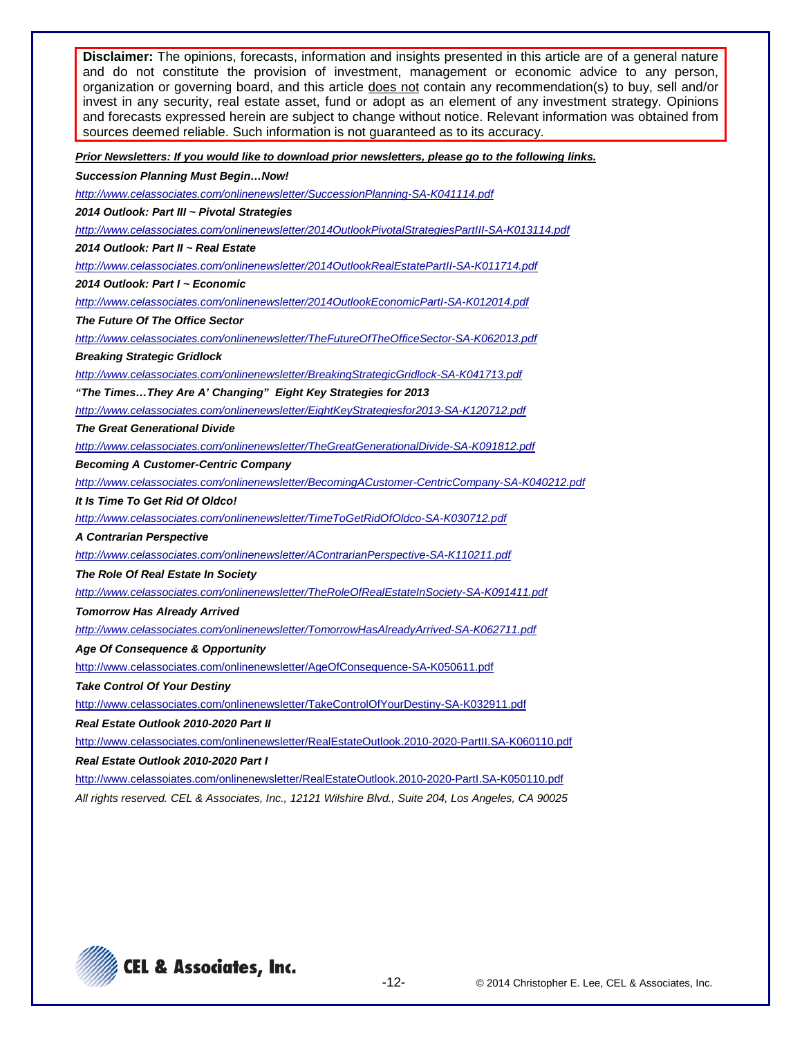**Disclaimer:** The opinions, forecasts, information and insights presented in this article are of a general nature and do not constitute the provision of investment, management or economic advice to any person, organization or governing board, and this article does not contain any recommendation(s) to buy, sell and/or invest in any security, real estate asset, fund or adopt as an element of any investment strategy. Opinions and forecasts expressed herein are subject to change without notice. Relevant information was obtained from sources deemed reliable. Such information is not guaranteed as to its accuracy.

***Prior Newsletters: If you would like to download prior newsletters, please go to the following links.***

***Succession Planning Must Begin…Now!***

*http://www.celassociates.com/onlinenewsletter/SuccessionPlanning-SA-K041114.pdf*

***2014 Outlook: Part III ~ Pivotal Strategies***

*http://www.celassociates.com/onlinenewsletter/2014OutlookPivotalStrategiesPartIII-SA-K013114.pdf*

***2014 Outlook: Part II ~ Real Estate***

*http://www.celassociates.com/onlinenewsletter/2014OutlookRealEstatePartII-SA-K011714.pdf*

***2014 Outlook: Part I ~ Economic***

*http://www.celassociates.com/onlinenewsletter/2014OutlookEconomicPartI-SA-K012014.pdf*

***The Future Of The Office Sector***

*http://www.celassociates.com/onlinenewsletter/TheFutureOfTheOfficeSector-SA-K062013.pdf*

***Breaking Strategic Gridlock***

*http://www.celassociates.com/onlinenewsletter/BreakingStrategicGridlock-SA-K041713.pdf*

***"The Times…They Are A' Changing" Eight Key Strategies for 2013***

*http://www.celassociates.com/onlinenewsletter/EightKeyStrategiesfor2013-SA-K120712.pdf*

***The Great Generational Divide***

*http://www.celassociates.com/onlinenewsletter/TheGreatGenerationalDivide-SA-K091812.pdf*

***Becoming A Customer-Centric Company***

*http://www.celassociates.com/onlinenewsletter/BecomingACustomer-CentricCompany-SA-K040212.pdf*

***It Is Time To Get Rid Of Oldco!***

*http://www.celassociates.com/onlinenewsletter/TimeToGetRidOfOldco-SA-K030712.pdf*

***A Contrarian Perspective***

*http://www.celassociates.com/onlinenewsletter/AContrarianPerspective-SA-K110211.pdf*

***The Role Of Real Estate In Society***

*http://www.celassociates.com/onlinenewsletter/TheRoleOfRealEstateInSociety-SA-K091411.pdf*

***Tomorrow Has Already Arrived***

*http://www.celassociates.com/onlinenewsletter/TomorrowHasAlreadyArrived-SA-K062711.pdf*

***Age Of Consequence & Opportunity***

http://www.celassociates.com/onlinenewsletter/AgeOfConsequence-SA-K050611.pdf

***Take Control Of Your Destiny***

http://www.celassociates.com/onlinenewsletter/TakeControlOfYourDestiny-SA-K032911.pdf

***Real Estate Outlook 2010-2020 Part II***

http://www.celassociates.com/onlinenewsletter/RealEstateOutlook.2010-2020-PartII.SA-K060110.pdf

***Real Estate Outlook 2010-2020 Part I***

http://www.celassoiates.com/onlinenewsletter/RealEstateOutlook.2010-2020-PartI.SA-K050110.pdf

*All rights reserved. CEL & Associates, Inc., 12121 Wilshire Blvd., Suite 204, Los Angeles, CA 90025*

CEL & Associates, Inc.

© 2014 Christopher E. Lee, CEL & Associates, Inc.